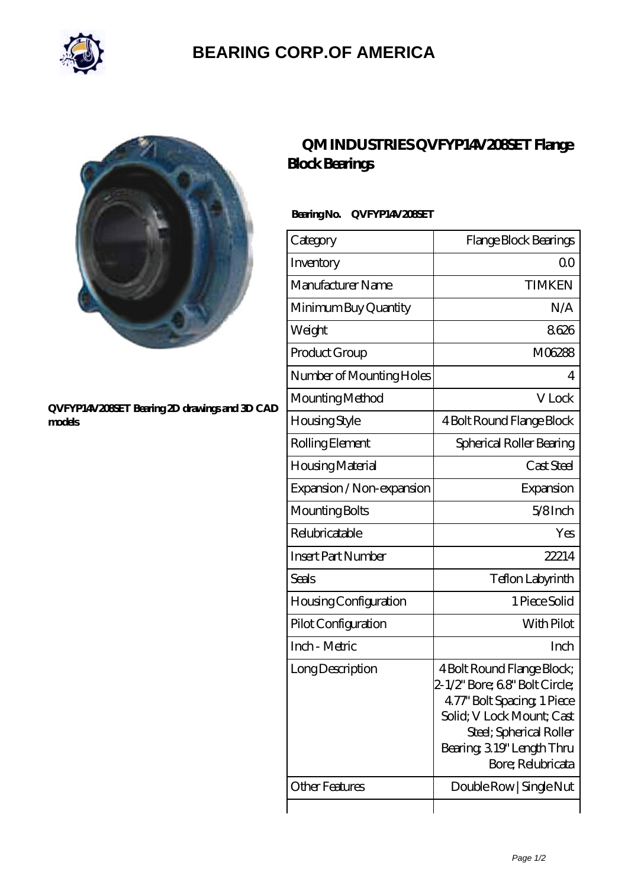# BEARING CORP.OF AMERICA

QVFYP14V208SET Bearing 2D drawings and 3D CAD models

## QM INDUSTRIES QVFYP14V208SET Flange Block Bearings

**Bearing No. QVFYP14V208SET**

| Category | Flange Block Bearings |
|---|---|
| Inventory | 0.0 |
| Manufacturer Name | TIMKEN |
| Minimum Buy Quantity | N/A |
| Weight | 8.626 |
| Product Group | M06288 |
| Number of Mounting Holes | 4 |
| Mounting Method | V Lock |
| Housing Style | 4 Bolt Round Flange Block |
| Rolling Element | Spherical Roller Bearing |
| Housing Material | Cast Steel |
| Expansion / Non-expansion | Expansion |
| Mounting Bolts | 5/8 Inch |
| Relubricatable | Yes |
| Insert Part Number | 22214 |
| Seals | Teflon Labyrinth |
| Housing Configuration | 1 Piece Solid |
| Pilot Configuration | With Pilot |
| Inch - Metric | Inch |
| Long Description | 4 Bolt Round Flange Block; 2-1/2" Bore; 6.8" Bolt Circle; 4.77" Bolt Spacing; 1 Piece Solid; V Lock Mount; Cast Steel; Spherical Roller Bearing; 3.19" Length Thru Bore; Relubricata |
| Other Features | Double Row \| Single Nut |
| | |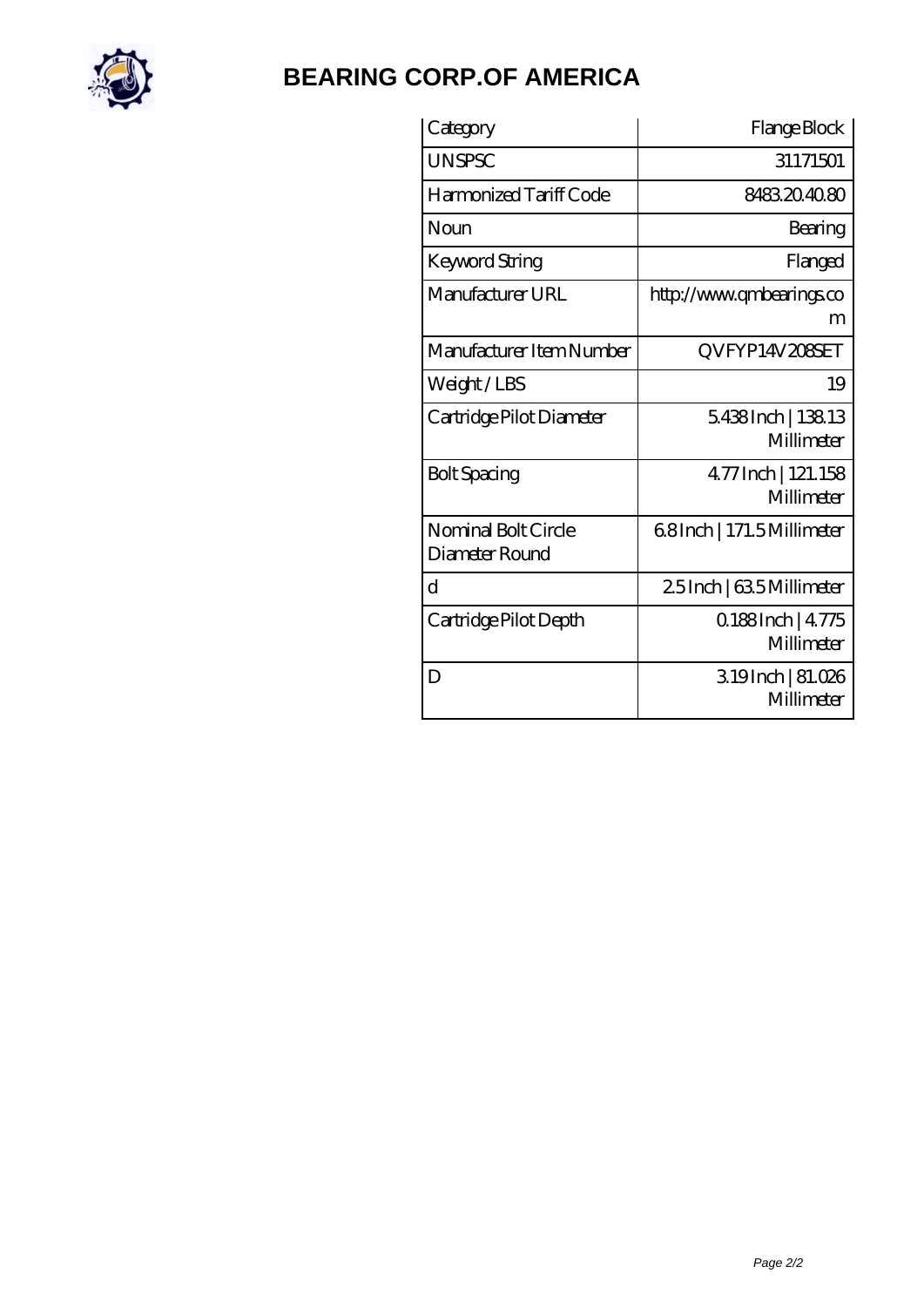# BEARING CORP.OF AMERICA

| | |
|---|---|
| Category | Flange Block |
| UNSPSC | 31171501 |
| Harmonized Tariff Code | 8483.20.40.80 |
| Noun | Bearing |
| Keyword String | Flanged |
| Manufacturer URL | http://www.qmbearings.com |
| Manufacturer Item Number | QVFYP14V208SET |
| Weight / LBS | 19 |
| Cartridge Pilot Diameter | 5.438 Inch \| 138.13 Millimeter |
| Bolt Spacing | 4.77 Inch \| 121.158 Millimeter |
| Nominal Bolt Circle Diameter Round | 6.8 Inch \| 171.5 Millimeter |
| d | 2.5 Inch \| 63.5 Millimeter |
| Cartridge Pilot Depth | 0.188 Inch \| 4.775 Millimeter |
| D | 3.19 Inch \| 81.026 Millimeter |